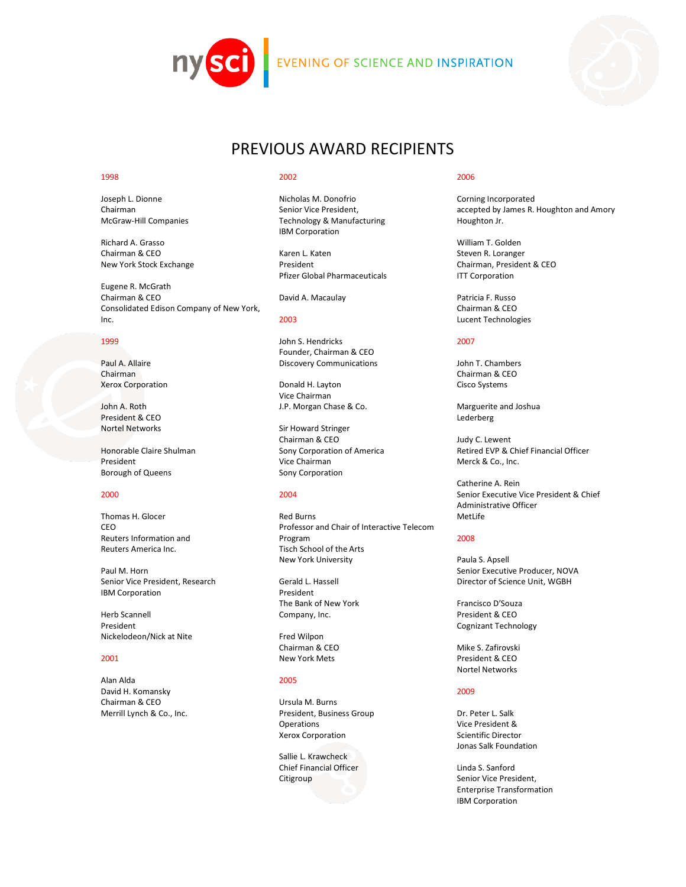nysci | EVENING OF SCIENCE AND INSPIRATION

# PREVIOUS AWARD RECIPIENTS

## 1998

Joseph L. Dionne
Chairman
McGraw-Hill Companies

Richard A. Grasso
Chairman & CEO
New York Stock Exchange

Eugene R. McGrath
Chairman & CEO
Consolidated Edison Company of New York, Inc.

## 1999

Paul A. Allaire
Chairman
Xerox Corporation

John A. Roth
President & CEO
Nortel Networks

Honorable Claire Shulman
President
Borough of Queens

## 2000

Thomas H. Glocer
CEO
Reuters Information and
Reuters America Inc.

Paul M. Horn
Senior Vice President, Research
IBM Corporation

Herb Scannell
President
Nickelodeon/Nick at Nite

## 2001

Alan Alda
David H. Komansky
Chairman & CEO
Merrill Lynch & Co., Inc.

## 2002

Nicholas M. Donofrio
Senior Vice President,
Technology & Manufacturing
IBM Corporation

Karen L. Katen
President
Pfizer Global Pharmaceuticals

David A. Macaulay

## 2003

John S. Hendricks
Founder, Chairman & CEO
Discovery Communications

Donald H. Layton
Vice Chairman
J.P. Morgan Chase & Co.

Sir Howard Stringer
Chairman & CEO
Sony Corporation of America
Vice Chairman
Sony Corporation

## 2004

Red Burns
Professor and Chair of Interactive Telecom Program
Tisch School of the Arts
New York University

Gerald L. Hassell
President
The Bank of New York Company, Inc.

Fred Wilpon
Chairman & CEO
New York Mets

## 2005

Ursula M. Burns
President, Business Group Operations
Xerox Corporation

Sallie L. Krawcheck
Chief Financial Officer
Citigroup

## 2006

Corning Incorporated
accepted by James R. Houghton and Amory Houghton Jr.

William T. Golden
Steven R. Loranger
Chairman, President & CEO
ITT Corporation

Patricia F. Russo
Chairman & CEO
Lucent Technologies

## 2007

John T. Chambers
Chairman & CEO
Cisco Systems

Marguerite and Joshua Lederberg

Judy C. Lewent
Retired EVP & Chief Financial Officer
Merck & Co., Inc.

Catherine A. Rein
Senior Executive Vice President & Chief Administrative Officer
MetLife

## 2008

Paula S. Apsell
Senior Executive Producer, NOVA
Director of Science Unit, WGBH

Francisco D'Souza
President & CEO
Cognizant Technology

Mike S. Zafirovski
President & CEO
Nortel Networks

## 2009

Dr. Peter L. Salk
Vice President &
Scientific Director
Jonas Salk Foundation

Linda S. Sanford
Senior Vice President,
Enterprise Transformation
IBM Corporation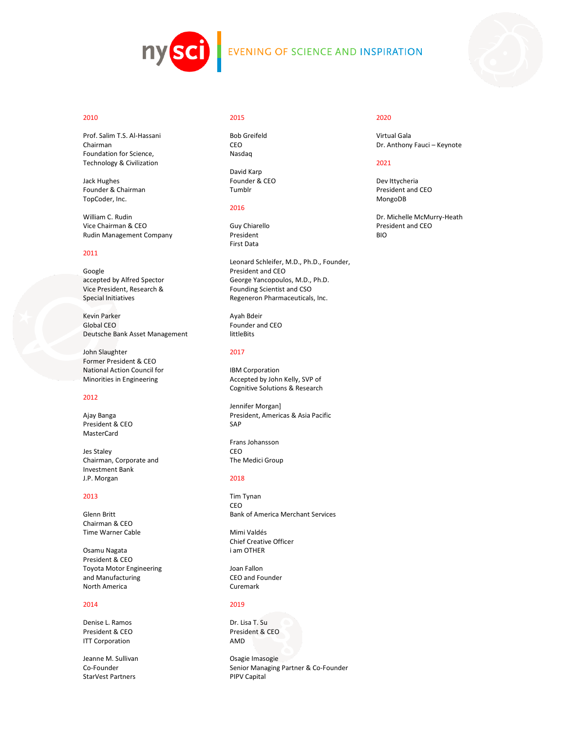# EVENING OF SCIENCE AND INSPIRATION

## 2010

Prof. Salim T.S. Al-Hassani
Chairman
Foundation for Science, Technology & Civilization

Jack Hughes
Founder & Chairman
TopCoder, Inc.

William C. Rudin
Vice Chairman & CEO
Rudin Management Company

## 2011

Google
accepted by Alfred Spector
Vice President, Research & Special Initiatives

Kevin Parker
Global CEO
Deutsche Bank Asset Management

John Slaughter
Former President & CEO
National Action Council for Minorities in Engineering

## 2012

Ajay Banga
President & CEO
MasterCard

Jes Staley
Chairman, Corporate and Investment Bank
J.P. Morgan

## 2013

Glenn Britt
Chairman & CEO
Time Warner Cable

Osamu Nagata
President & CEO
Toyota Motor Engineering and Manufacturing North America

## 2014

Denise L. Ramos
President & CEO
ITT Corporation

Jeanne M. Sullivan
Co-Founder
StarVest Partners

## 2015

Bob Greifeld
CEO
Nasdaq

David Karp
Founder & CEO
Tumblr

## 2016

Guy Chiarello
President
First Data

Leonard Schleifer, M.D., Ph.D., Founder, President and CEO
George Yancopoulos, M.D., Ph.D.
Founding Scientist and CSO
Regeneron Pharmaceuticals, Inc.

Ayah Bdeir
Founder and CEO
littleBits

## 2017

IBM Corporation
Accepted by John Kelly, SVP of Cognitive Solutions & Research

Jennifer Morgan]
President, Americas & Asia Pacific
SAP

Frans Johansson
CEO
The Medici Group

## 2018

Tim Tynan
CEO
Bank of America Merchant Services

Mimi Valdés
Chief Creative Officer
i am OTHER

Joan Fallon
CEO and Founder
Curemark

## 2019

Dr. Lisa T. Su
President & CEO
AMD

Osagie Imasogie
Senior Managing Partner & Co-Founder
PIPV Capital

## 2020

Virtual Gala
Dr. Anthony Fauci – Keynote

## 2021

Dev Ittycheria
President and CEO
MongoDB

Dr. Michelle McMurry-Heath
President and CEO
BIO